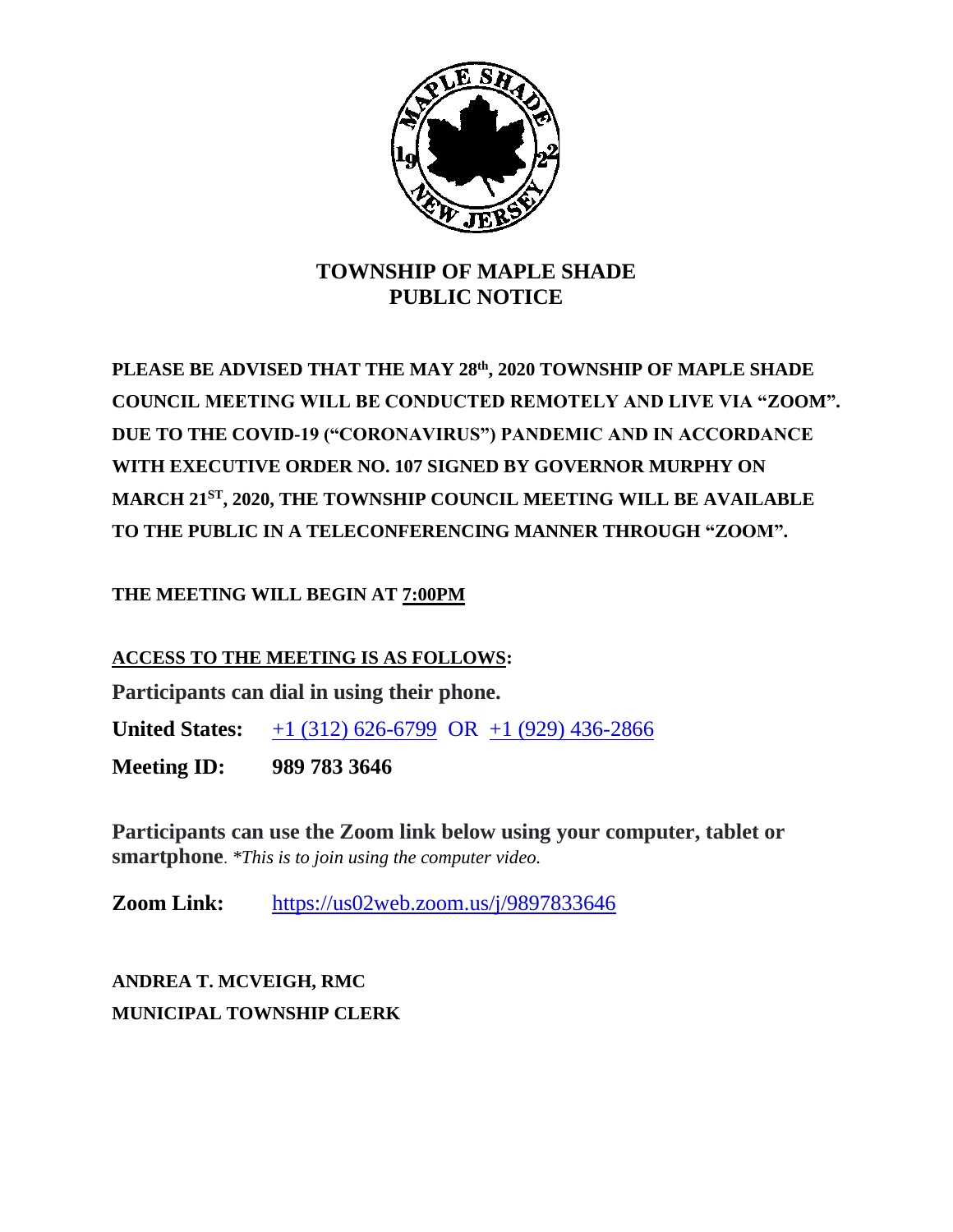# TOWNSHIP OF MAPLE SHADE
# PUBLIC NOTICE

**PLEASE BE ADVISED THAT THE MAY 28th, 2020 TOWNSHIP OF MAPLE SHADE COUNCIL MEETING WILL BE CONDUCTED REMOTELY AND LIVE VIA "ZOOM". DUE TO THE COVID-19 ("CORONAVIRUS") PANDEMIC AND IN ACCORDANCE WITH EXECUTIVE ORDER NO. 107 SIGNED BY GOVERNOR MURPHY ON MARCH 21ST, 2020, THE TOWNSHIP COUNCIL MEETING WILL BE AVAILABLE TO THE PUBLIC IN A TELECONFERENCING MANNER THROUGH "ZOOM".**

**THE MEETING WILL BEGIN AT 7:00PM**

**ACCESS TO THE MEETING IS AS FOLLOWS:**

**Participants can dial in using their phone.**

**United States:** +1 (312) 626-6799 OR +1 (929) 436-2866

**Meeting ID:** **989 783 3646**

**Participants can use the Zoom link below using your computer, tablet or smartphone**. *\*This is to join using the computer video.*

**Zoom Link:** https://us02web.zoom.us/j/9897833646

**ANDREA T. MCVEIGH, RMC**
**MUNICIPAL TOWNSHIP CLERK**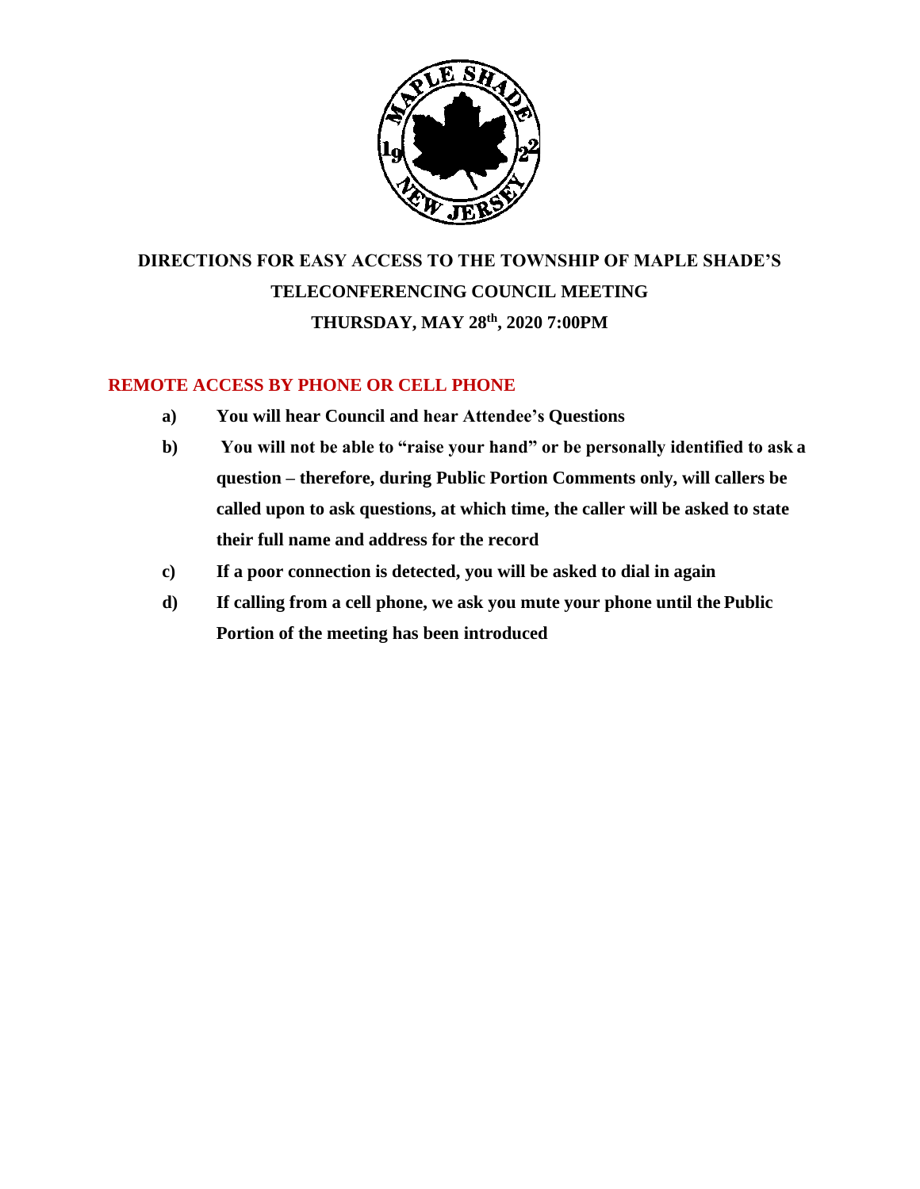# DIRECTIONS FOR EASY ACCESS TO THE TOWNSHIP OF MAPLE SHADE'S TELECONFERENCING COUNCIL MEETING

## THURSDAY, MAY 28th, 2020 7:00PM

### REMOTE ACCESS BY PHONE OR CELL PHONE

- **a)** **You will hear Council and hear Attendee's Questions**
- **b)** **You will not be able to "raise your hand" or be personally identified to ask a question – therefore, during Public Portion Comments only, will callers be called upon to ask questions, at which time, the caller will be asked to state their full name and address for the record**
- **c)** **If a poor connection is detected, you will be asked to dial in again**
- **d)** **If calling from a cell phone, we ask you mute your phone until the Public Portion of the meeting has been introduced**